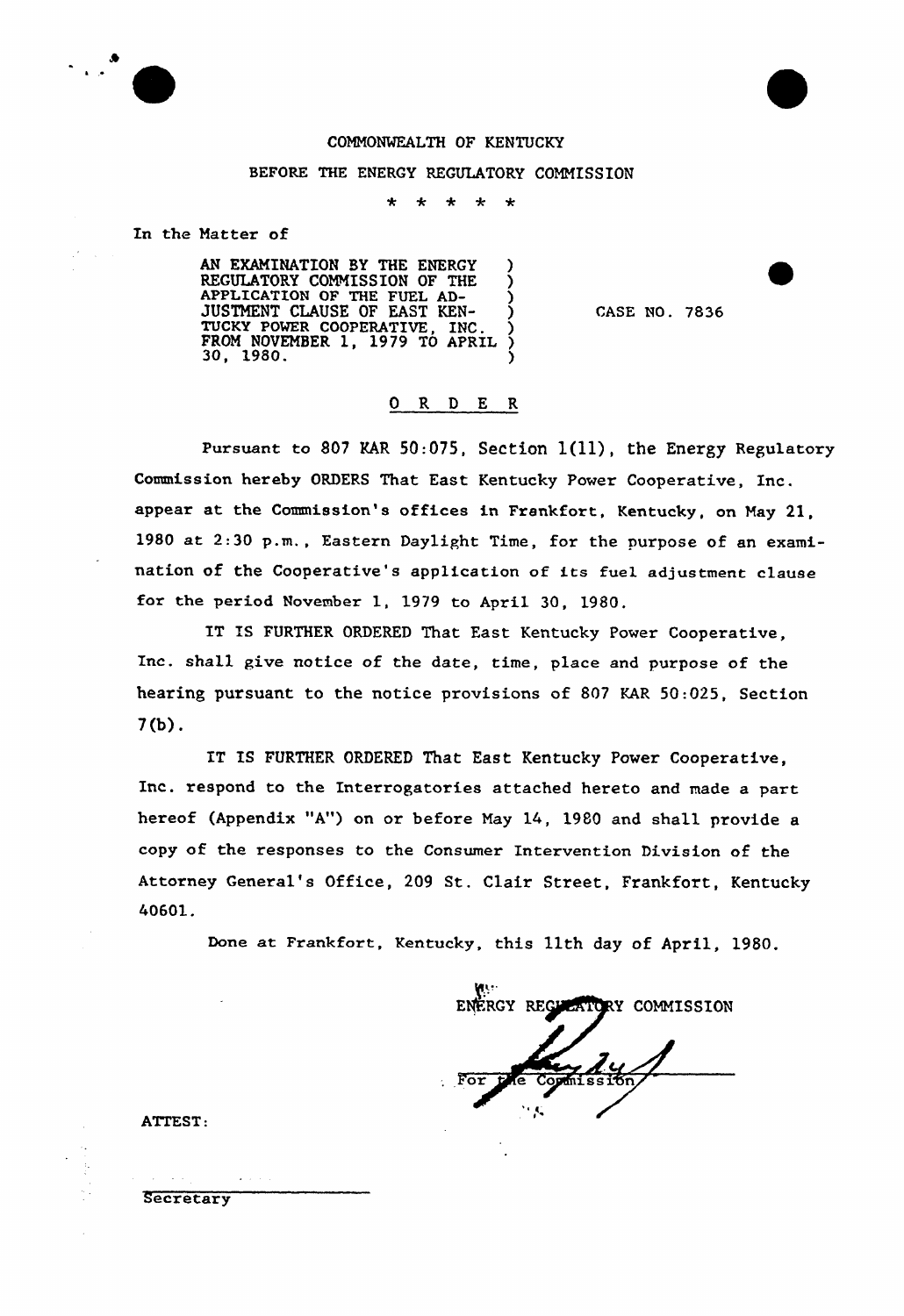COMMONWEALTH OF KENTUCKY

BEFORE THE ENERGY REGULATORY COMMISSION

\* \* \* \* \*

In the Matter of

AN EXAMINATION BY THE ENERGY REGULATORY COMMISSION OF THE APPLICATION OF THE FUEL ADJUSTMENT CLAUSE OF EAST KENTUCKY POWER COOPERATIVE, INC. FROM NOVEMBER 1, 1979 TO APRIL 30, 1980. ) CASE NO. 7836

## O R D E R

Pursuant to 807 KAR 50:075, Section 1(11), the Energy Regulatory Commission hereby ORDERS That East Kentucky Power Cooperative, Inc. appear at the Commission's offices in Frankfort, Kentucky, on May 21, 1980 at 2:30 p.m., Eastern Daylight Time, for the purpose of an examination of the Cooperative's application of its fuel adjustment clause for the period November 1, 1979 to April 30, 1980.

IT IS FURTHER ORDERED That East Kentucky Power Cooperative, Inc. shall give notice of the date, time, place and purpose of the hearing pursuant to the notice provisions of 807 KAR 50:025, Section 7(b).

IT IS FURTHER ORDERED That East Kentucky Power Cooperative, Inc. respond to the Interrogatories attached hereto and made a part hereof (Appendix "A") on or before May 14, 1980 and shall provide a copy of the responses to the Consumer Intervention Division of the Attorney General's Office, 209 St. Clair Street, Frankfort, Kentucky 40601.

Done at Frankfort, Kentucky, this 11th day of April, 1980.

ENERGY REGULATORY COMMISSION

For the Commission

ATTEST:

Secretary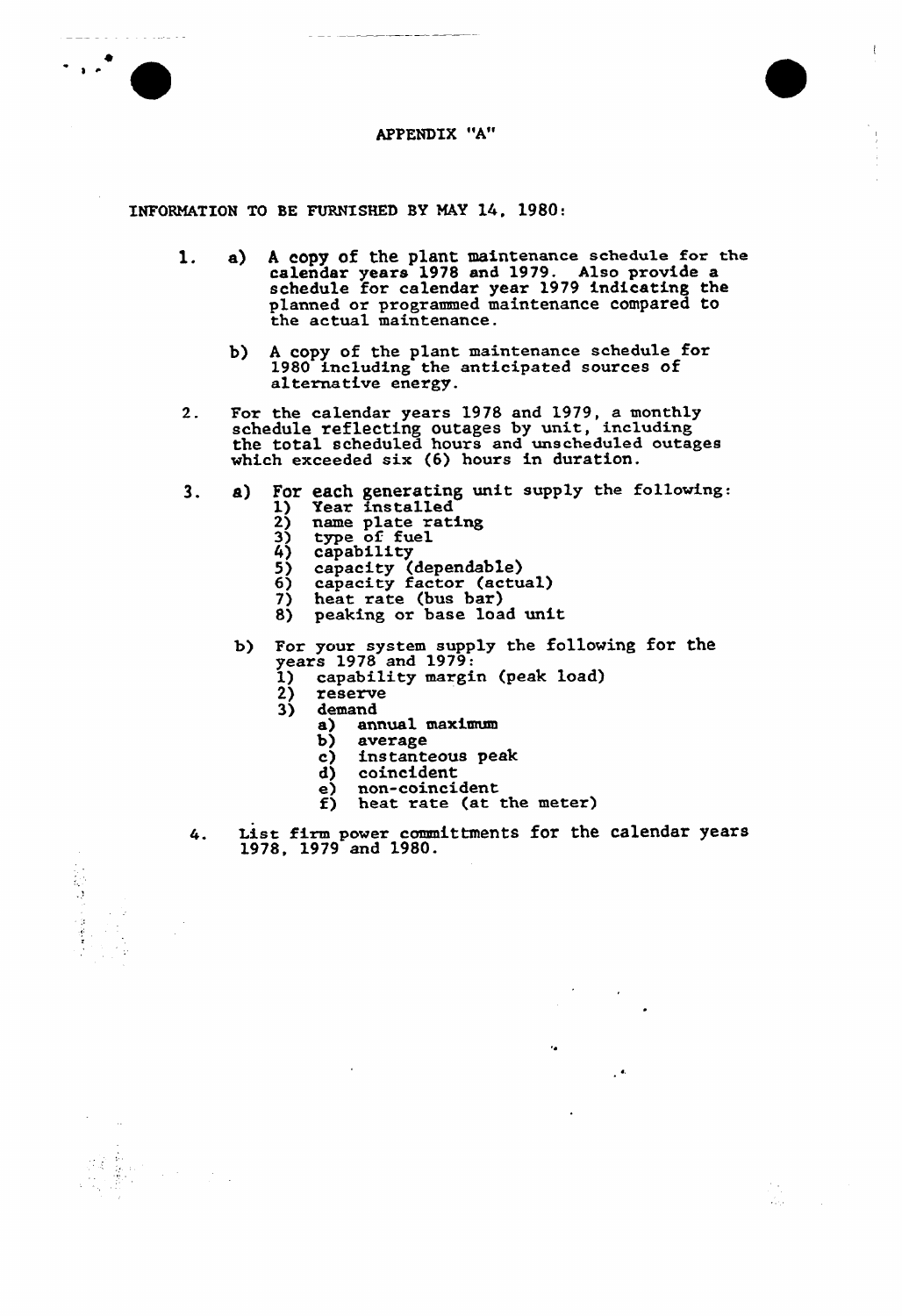## APPENDIX "A"

INFORMATION TO BE FURNISHED BY MAY 14, 1980:

1. a) A copy of the plant maintenance schedule for the calendar years 1978 and 1979. Also provide a schedule for calendar year 1979 indicating the planned or programmed maintenance compared to the actual maintenance.

   b) A copy of the plant maintenance schedule for 1980 including the anticipated sources of alternative energy.

2. For the calendar years 1978 and 1979, a monthly schedule reflecting outages by unit, including the total scheduled hours and unscheduled outages which exceeded six (6) hours in duration.

3. a) For each generating unit supply the following:
      1) Year installed
      2) name plate rating
      3) type of fuel
      4) capability
      5) capacity (dependable)
      6) capacity factor (actual)
      7) heat rate (bus bar)
      8) peaking or base load unit

   b) For your system supply the following for the years 1978 and 1979:
      1) capability margin (peak load)
      2) reserve
      3) demand
         a) annual maximum
         b) average
         c) instanteous peak
         d) coincident
         e) non-coincident
         f) heat rate (at the meter)

4. List firm power committments for the calendar years 1978, 1979 and 1980.